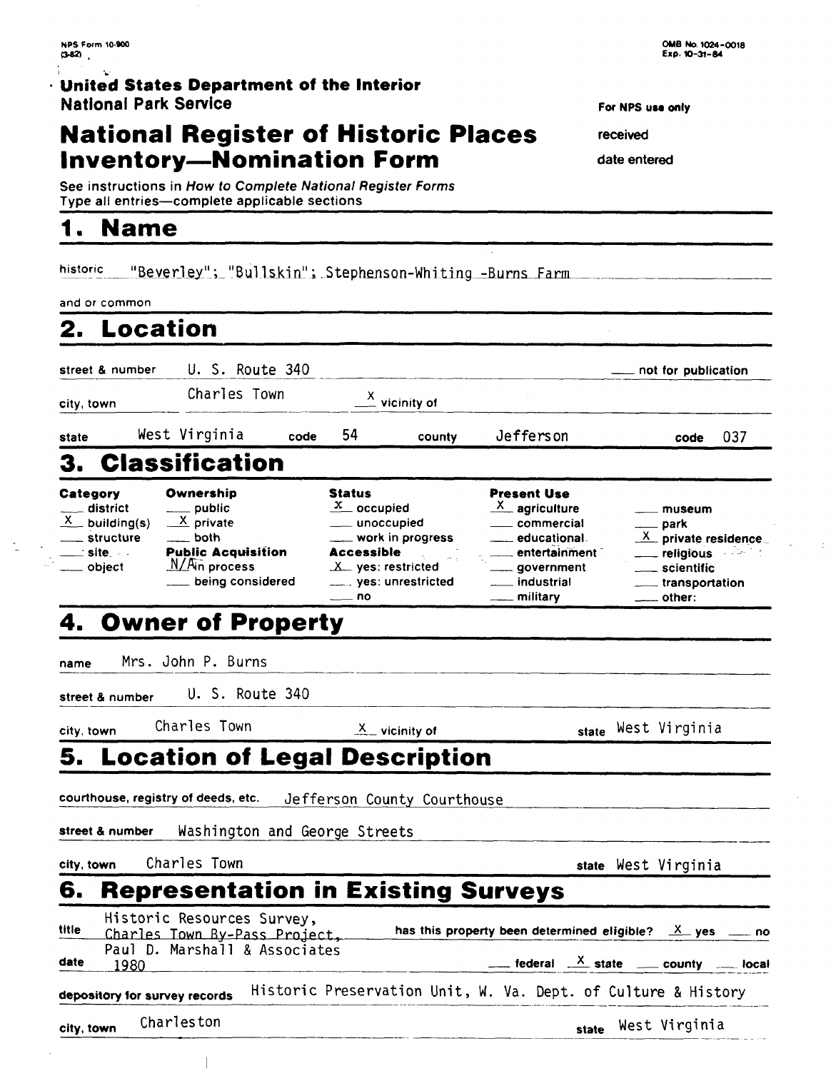NPS Form 10-900
(3-82)

OMB No. 1024-0018
Exp. 10-31-84

**United States Department of the Interior**
**National Park Service**

For NPS use only

received

date entered

# National Register of Historic Places Inventory—Nomination Form

See instructions in *How to Complete National Register Forms*
Type all entries—complete applicable sections

## 1. Name

historic "Beverley"; "Bullskin"; Stephenson-Whiting -Burns Farm

and or common

## 2. Location

street & number U. S. Route 340 ___ not for publication

city, town Charles Town _X_ vicinity of

state West Virginia code 54 county Jefferson code 037

## 3. Classification

| Category | Ownership | Status | Present Use | |
|---|---|---|---|---|
| ___ district | ___ public | _X_ occupied | _X_ agriculture | ___ museum |
| _X_ building(s) | _X_ private | ___ unoccupied | ___ commercial | ___ park |
| ___ structure | ___ both | ___ work in progress | ___ educational | _X_ private residence |
| ___ site | **Public Acquisition** | **Accessible** | ___ entertainment | ___ religious |
| ___ object | N/A in process | _X_ yes: restricted | ___ government | ___ scientific |
| | ___ being considered | ___ yes: unrestricted | ___ industrial | ___ transportation |
| | | ___ no | ___ military | ___ other: |

## 4. Owner of Property

name Mrs. John P. Burns

street & number U. S. Route 340

city, town Charles Town _X_ vicinity of state West Virginia

## 5. Location of Legal Description

courthouse, registry of deeds, etc. Jefferson County Courthouse

street & number Washington and George Streets

city, town Charles Town state West Virginia

## 6. Representation in Existing Surveys

title Historic Resources Survey, Charles Town By-Pass Project, Paul D. Marshall & Associates has this property been determined eligible? _X_ yes ___ no

date 1980 ___ federal _X_ state ___ county ___ local

depository for survey records Historic Preservation Unit, W. Va. Dept. of Culture & History

city, town Charleston state West Virginia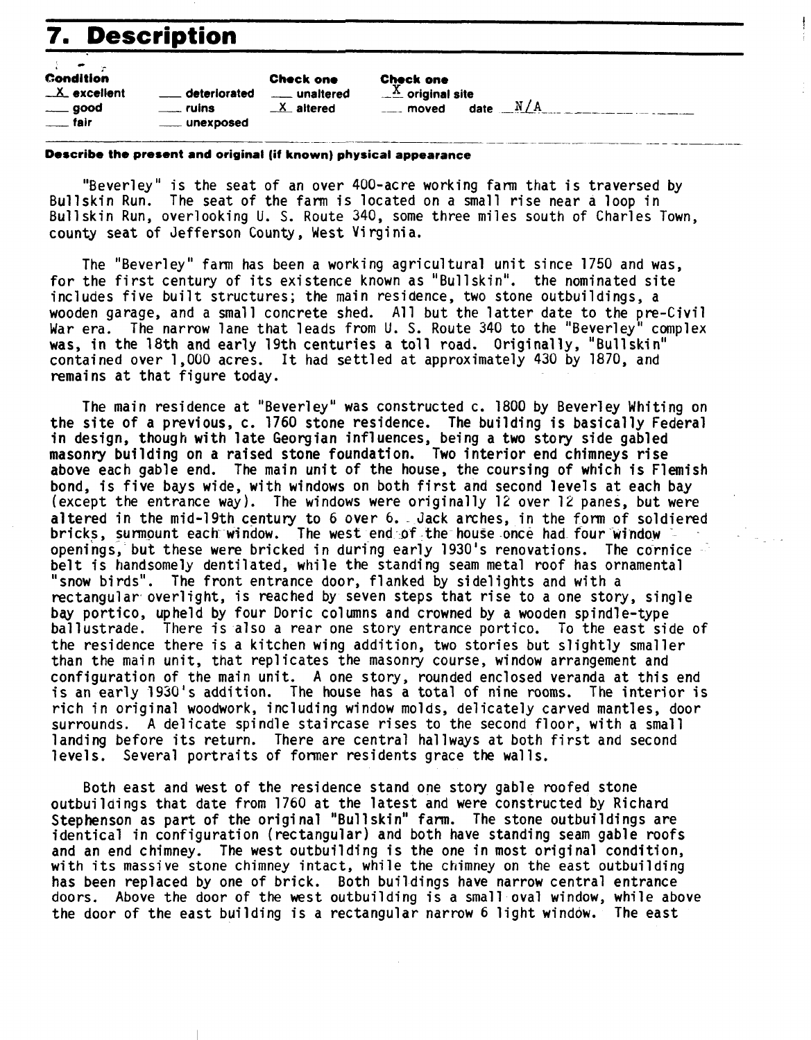# 7. Description

| Condition | | Check one | Check one |
|---|---|---|---|
| X excellent | ___ deteriorated | ___ unaltered | X original site |
| ___ good | ___ ruins | X altered | ___ moved date N/A |
| ___ fair | ___ unexposed | | |

**Describe the present and original (if known) physical appearance**

"Beverley" is the seat of an over 400-acre working farm that is traversed by Bullskin Run. The seat of the farm is located on a small rise near a loop in Bullskin Run, overlooking U. S. Route 340, some three miles south of Charles Town, county seat of Jefferson County, West Virginia.

The "Beverley" farm has been a working agricultural unit since 1750 and was, for the first century of its existence known as "Bullskin". the nominated site includes five built structures; the main residence, two stone outbuildings, a wooden garage, and a small concrete shed. All but the latter date to the pre-Civil War era. The narrow lane that leads from U. S. Route 340 to the "Beverley" complex was, in the 18th and early 19th centuries a toll road. Originally, "Bullskin" contained over 1,000 acres. It had settled at approximately 430 by 1870, and remains at that figure today.

The main residence at "Beverley" was constructed c. 1800 by Beverley Whiting on the site of a previous, c. 1760 stone residence. The building is basically Federal in design, though with late Georgian influences, being a two story side gabled masonry building on a raised stone foundation. Two interior end chimneys rise above each gable end. The main unit of the house, the coursing of which is Flemish bond, is five bays wide, with windows on both first and second levels at each bay (except the entrance way). The windows were originally 12 over 12 panes, but were altered in the mid-19th century to 6 over 6. Jack arches, in the form of soldiered bricks, surmount each window. The west end of the house once had four window openings, but these were bricked in during early 1930's renovations. The cornice belt is handsomely dentilated, while the standing seam metal roof has ornamental "snow birds". The front entrance door, flanked by sidelights and with a rectangular overlight, is reached by seven steps that rise to a one story, single bay portico, upheld by four Doric columns and crowned by a wooden spindle-type ballustrade. There is also a rear one story entrance portico. To the east side of the residence there is a kitchen wing addition, two stories but slightly smaller than the main unit, that replicates the masonry course, window arrangement and configuration of the main unit. A one story, rounded enclosed veranda at this end is an early 1930's addition. The house has a total of nine rooms. The interior is rich in original woodwork, including window molds, delicately carved mantles, door surrounds. A delicate spindle staircase rises to the second floor, with a small landing before its return. There are central hallways at both first and second levels. Several portraits of former residents grace the walls.

Both east and west of the residence stand one story gable roofed stone outbuildings that date from 1760 at the latest and were constructed by Richard Stephenson as part of the original "Bullskin" farm. The stone outbuildings are identical in configuration (rectangular) and both have standing seam gable roofs and an end chimney. The west outbuilding is the one in most original condition, with its massive stone chimney intact, while the chimney on the east outbuilding has been replaced by one of brick. Both buildings have narrow central entrance doors. Above the door of the west outbuilding is a small oval window, while above the door of the east building is a rectangular narrow 6 light window. The east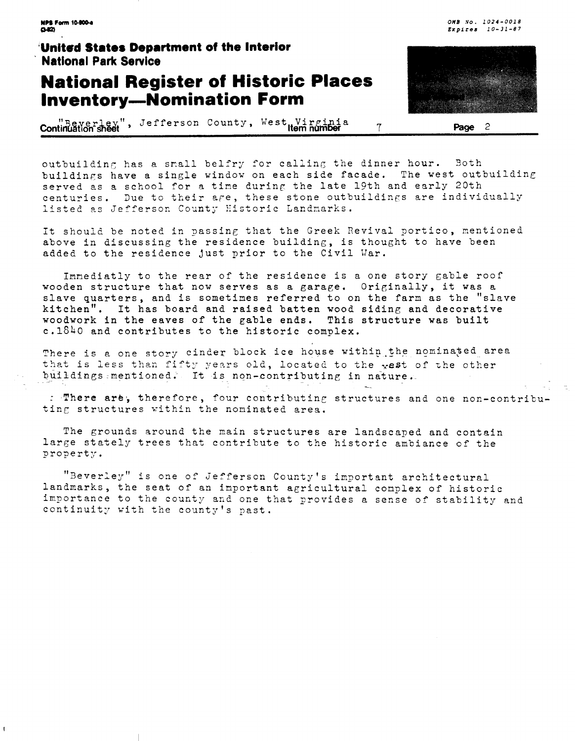outbuilding has a small belfry for calling the dinner hour. Both buildings have a single window on each side facade. The west outbuilding served as a school for a time during the late 19th and early 20th centuries. Due to their age, these stone outbuildings are individually listed as Jefferson County Historic Landmarks.

It should be noted in passing that the Greek Revival portico, mentioned above in discussing the residence building, is thought to have been added to the residence just prior to the Civil War.

Immediatly to the rear of the residence is a one story gable roof wooden structure that now serves as a garage. Originally, it was a slave quarters, and is sometimes referred to on the farm as the "slave kitchen". It has board and raised batten wood siding and decorative woodwork in the eaves of the gable ends. This structure was built c.1840 and contributes to the historic complex.

There is a one story cinder block ice house within the nominated area that is less than fifty years old, located to the west of the other buildings mentioned. It is non-contributing in nature.

There are, therefore, four contributing structures and one non-contributing structures within the nominated area.

The grounds around the main structures are landscaped and contain large stately trees that contribute to the historic ambiance of the property.

"Beverley" is one of Jefferson County's important architectural landmarks, the seat of an important agricultural complex of historic importance to the county and one that provides a sense of stability and continuity with the county's past.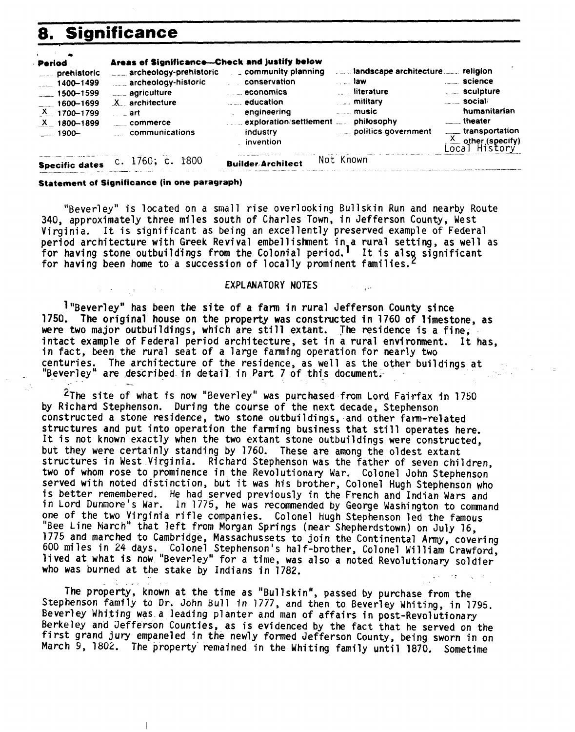# 8. Significance

| Period | Areas of Significance—Check and justify below | | | |
|---|---|---|---|---|
| ___ prehistoric | ___ archeology-prehistoric | ___ community planning | ___ landscape architecture | ___ religion |
| ___ 1400–1499 | ___ archeology-historic | ___ conservation | ___ law | ___ science |
| ___ 1500–1599 | ___ agriculture | ___ economics | ___ literature | ___ sculpture |
| ___ 1600–1699 | X architecture | ___ education | ___ military | ___ social/humanitarian |
| X 1700–1799 | ___ art | ___ engineering | ___ music | ___ theater |
| X 1800–1899 | ___ commerce | ___ exploration/settlement | ___ philosophy | ___ transportation |
| ___ 1900– | ___ communications | ___ industry | ___ politics/government | X other (specify) Local History |
| | | ___ invention | | |

**Specific dates** c. 1760; c. 1800 **Builder/Architect** Not Known

**Statement of Significance (in one paragraph)**

"Beverley" is located on a small rise overlooking Bullskin Run and nearby Route 340, approximately three miles south of Charles Town, in Jefferson County, West Virginia. It is significant as being an excellently preserved example of Federal period architecture with Greek Revival embellishment in a rural setting, as well as for having stone outbuildings from the Colonial period.[1] It is also significant for having been home to a succession of locally prominent families.[2]

EXPLANATORY NOTES

[1]"Beverley" has been the site of a farm in rural Jefferson County since 1750. The original house on the property was constructed in 1760 of limestone, as were two major outbuildings, which are still extant. The residence is a fine, intact example of Federal period architecture, set in a rural environment. It has, in fact, been the rural seat of a large farming operation for nearly two centuries. The architecture of the residence, as well as the other buildings at "Beverley" are described in detail in Part 7 of this document.

[2]The site of what is now "Beverley" was purchased from Lord Fairfax in 1750 by Richard Stephenson. During the course of the next decade, Stephenson constructed a stone residence, two stone outbuildings, and other farm-related structures and put into operation the farming business that still operates here. It is not known exactly when the two extant stone outbuildings were constructed, but they were certainly standing by 1760. These are among the oldest extant structures in West Virginia. Richard Stephenson was the father of seven children, two of whom rose to prominence in the Revolutionary War. Colonel John Stephenson served with noted distinction, but it was his brother, Colonel Hugh Stephenson who is better remembered. He had served previously in the French and Indian Wars and in Lord Dunmore's War. In 1775, he was recommended by George Washington to command one of the two Virginia rifle companies. Colonel Hugh Stephenson led the famous "Bee Line March" that left from Morgan Springs (near Shepherdstown) on July 16, 1775 and marched to Cambridge, Massachussets to join the Continental Army, covering 600 miles in 24 days. Colonel Stephenson's half-brother, Colonel William Crawford, lived at what is now "Beverley" for a time, was also a noted Revolutionary soldier who was burned at the stake by Indians in 1782.

The property, known at the time as "Bullskin", passed by purchase from the Stephenson family to Dr. John Bull in 1777, and then to Beverley Whiting, in 1795. Beverley Whiting was a leading planter and man of affairs in post-Revolutionary Berkeley and Jefferson Counties, as is evidenced by the fact that he served on the first grand jury empaneled in the newly formed Jefferson County, being sworn in on March 9, 1802. The property remained in the Whiting family until 1870. Sometime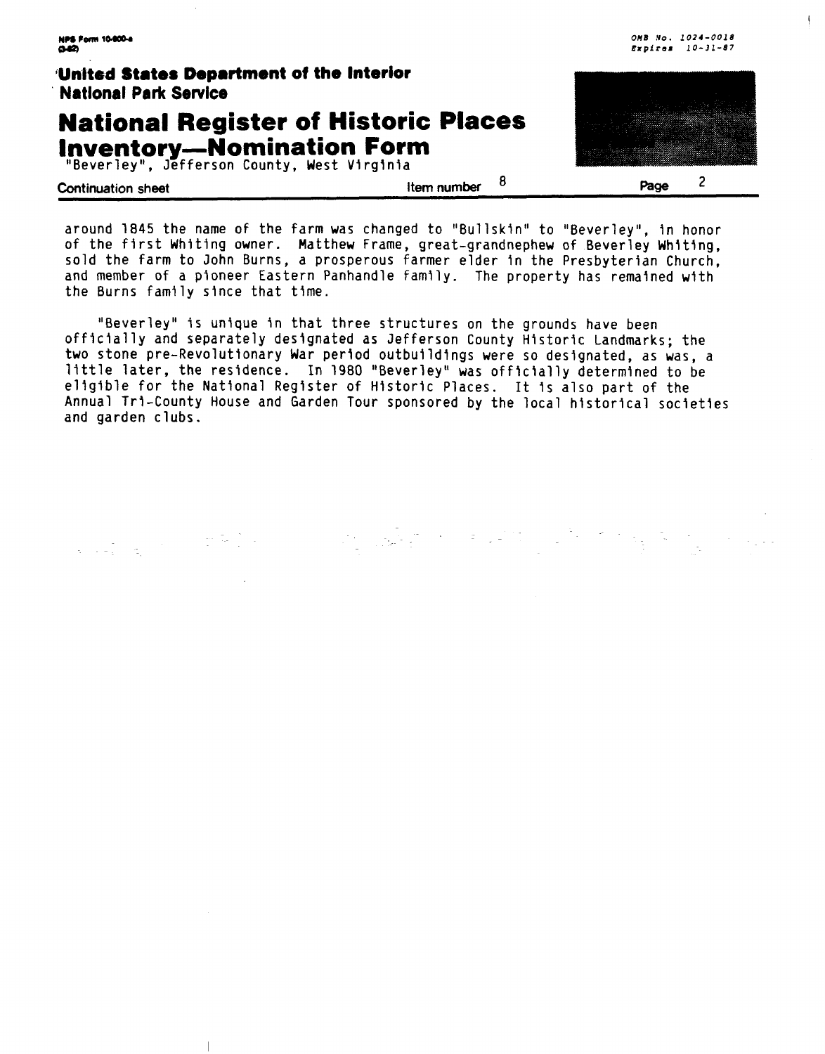around 1845 the name of the farm was changed to "Bullskin" to "Beverley", in honor of the first Whiting owner. Matthew Frame, great-grandnephew of Beverley Whiting, sold the farm to John Burns, a prosperous farmer elder in the Presbyterian Church, and member of a pioneer Eastern Panhandle family. The property has remained with the Burns family since that time.

"Beverley" is unique in that three structures on the grounds have been officially and separately designated as Jefferson County Historic Landmarks; the two stone pre-Revolutionary War period outbuildings were so designated, as was, a little later, the residence. In 1980 "Beverley" was officially determined to be eligible for the National Register of Historic Places. It is also part of the Annual Tri-County House and Garden Tour sponsored by the local historical societies and garden clubs.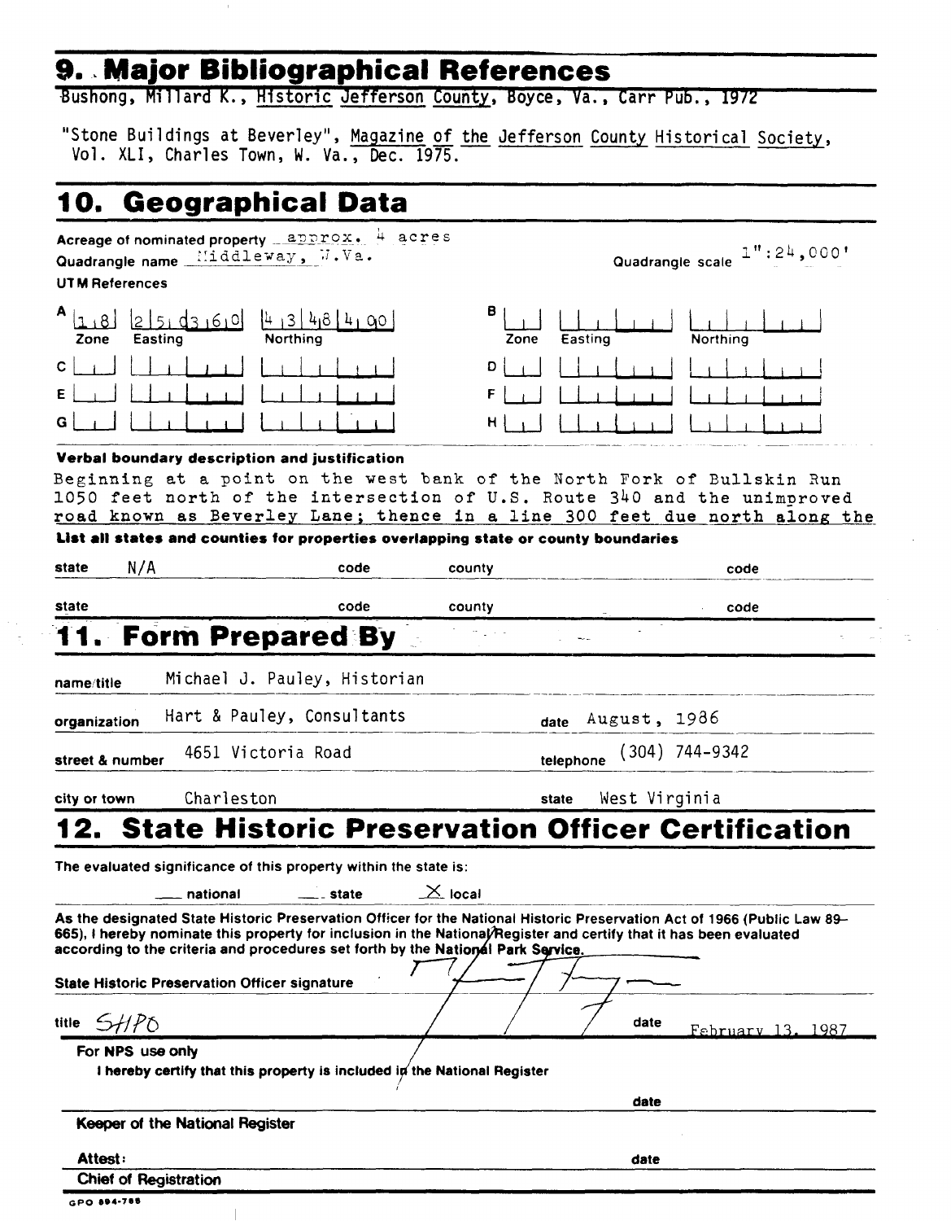## 9. Major Bibliographical References

Bushong, Millard K., Historic Jefferson County, Boyce, Va., Carr Pub., 1972

"Stone Buildings at Beverley", Magazine of the Jefferson County Historical Society, Vol. XLI, Charles Town, W. Va., Dec. 1975.

## 10. Geographical Data

Acreage of nominated property approx. 4 acres

Quadrangle name Middleway, W.Va. Quadrangle scale 1":24,000'

UTM References

| | Zone | Easting | Northing |
|---|---|---|---|
| A | 18 | 25 d3 60 | 43 48 4 90 |
| B | | | |
| C | | | |
| D | | | |
| E | | | |
| F | | | |
| G | | | |
| H | | | |

**Verbal boundary description and justification**

Beginning at a point on the west bank of the North Fork of Bullskin Run 1050 feet north of the intersection of U.S. Route 340 and the unimproved road known as Beverley Lane; thence in a line 300 feet due north along the

**List all states and counties for properties overlapping state or county boundaries**

| state | N/A | code | | county | | code | |
|---|---|---|---|---|---|---|---|
| state | | code | | county | | code | |

## 11. Form Prepared By

name/title Michael J. Pauley, Historian

organization Hart & Pauley, Consultants date August, 1986

street & number 4651 Victoria Road telephone (304) 744-9342

city or town Charleston state West Virginia

## 12. State Historic Preservation Officer Certification

The evaluated significance of this property within the state is:

___ national ___ state X local

As the designated State Historic Preservation Officer for the National Historic Preservation Act of 1966 (Public Law 89-665), I hereby nominate this property for inclusion in the National Register and certify that it has been evaluated according to the criteria and procedures set forth by the National Park Service.

State Historic Preservation Officer signature

title SHPO date February 13, 1987

For NPS use only

I hereby certify that this property is included in the National Register

date

Keeper of the National Register

Attest: date

Chief of Registration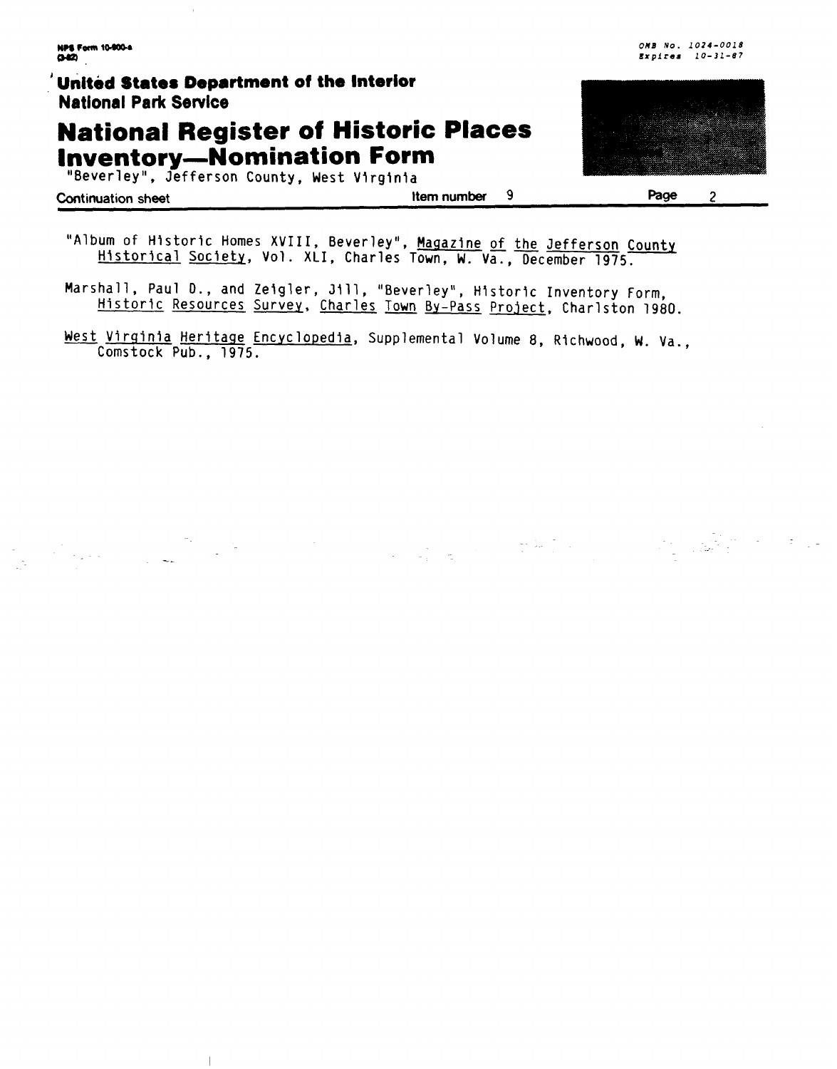"Album of Historic Homes XVIII, Beverley", Magazine of the Jefferson County Historical Society, Vol. XLI, Charles Town, W. Va., December 1975.

Marshall, Paul D., and Zeigler, Jill, "Beverley", Historic Inventory Form, Historic Resources Survey, Charles Town By-Pass Project, Charlston 1980.

West Virginia Heritage Encyclopedia, Supplemental Volume 8, Richwood, W. Va., Comstock Pub., 1975.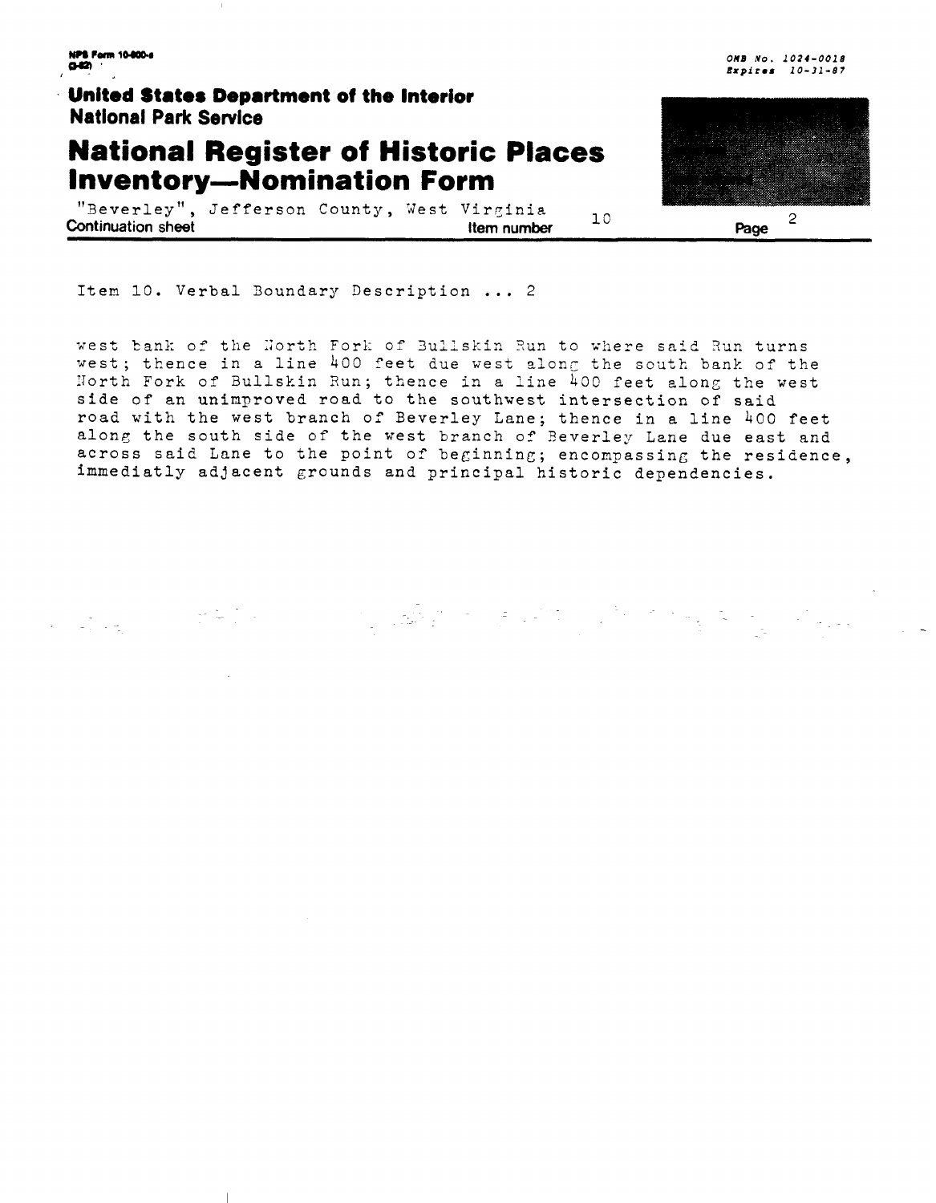Item 10. Verbal Boundary Description ... 2

west bank of the North Fork of Bullskin Run to where said Run turns west; thence in a line 400 feet due west along the south bank of the North Fork of Bullskin Run; thence in a line 400 feet along the west side of an unimproved road to the southwest intersection of said road with the west branch of Beverley Lane; thence in a line 400 feet along the south side of the west branch of Beverley Lane due east and across said Lane to the point of beginning; encompassing the residence, immediatly adjacent grounds and principal historic dependencies.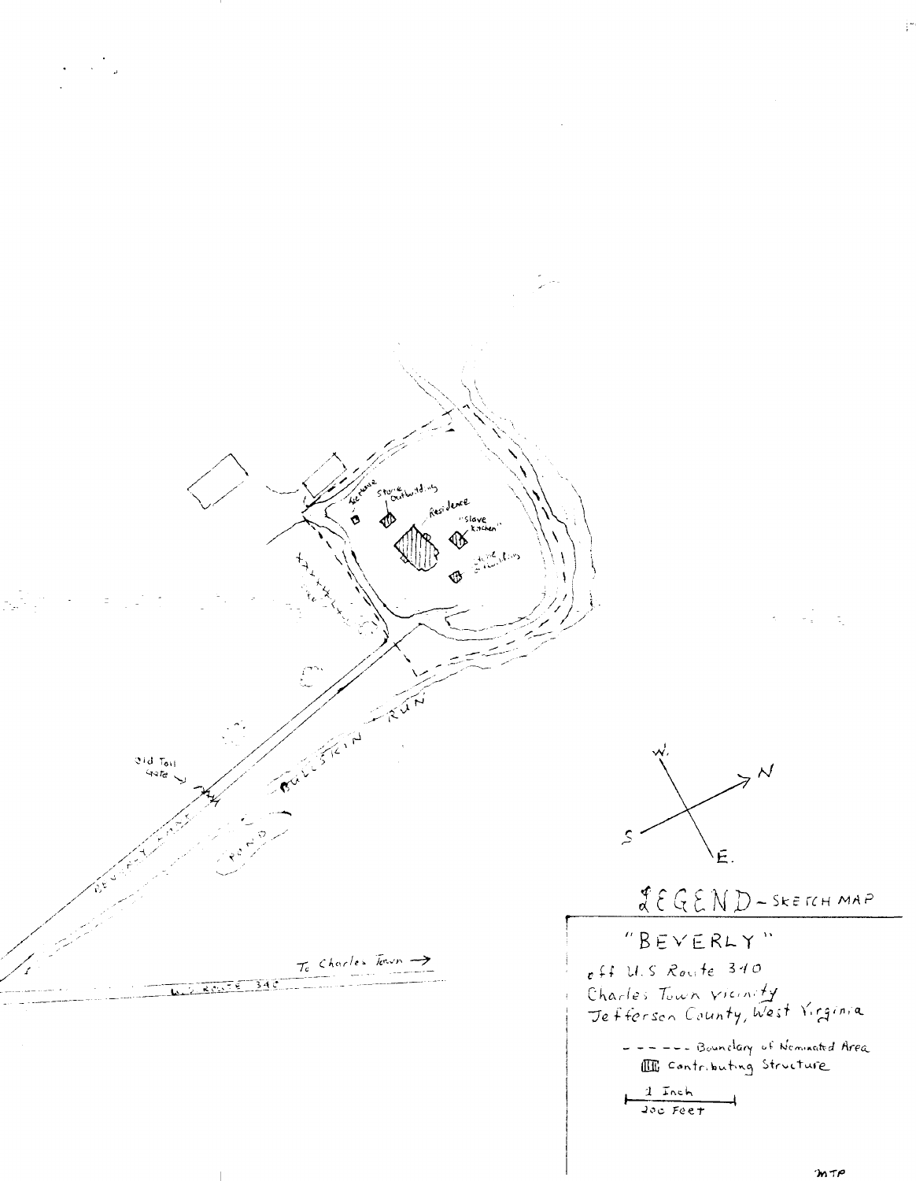Ice House

Stone Outbuilding

Residence

"Slave Kitchen"

Stone Outbuilding

Old Toll Gate

BEVERLY LANE

BULLSKIN RUN

POND

To Charles Town →

U.S. ROUTE 340

W.

N

S

E.

LEGEND - SKETCH MAP

"BEVERLY"

off U.S Route 340
Charles Town vicinity
Jefferson County, West Virginia

- - - - - - Boundary of Nominated Area

Contributing Structure

1 Inch
200 Feet

MTP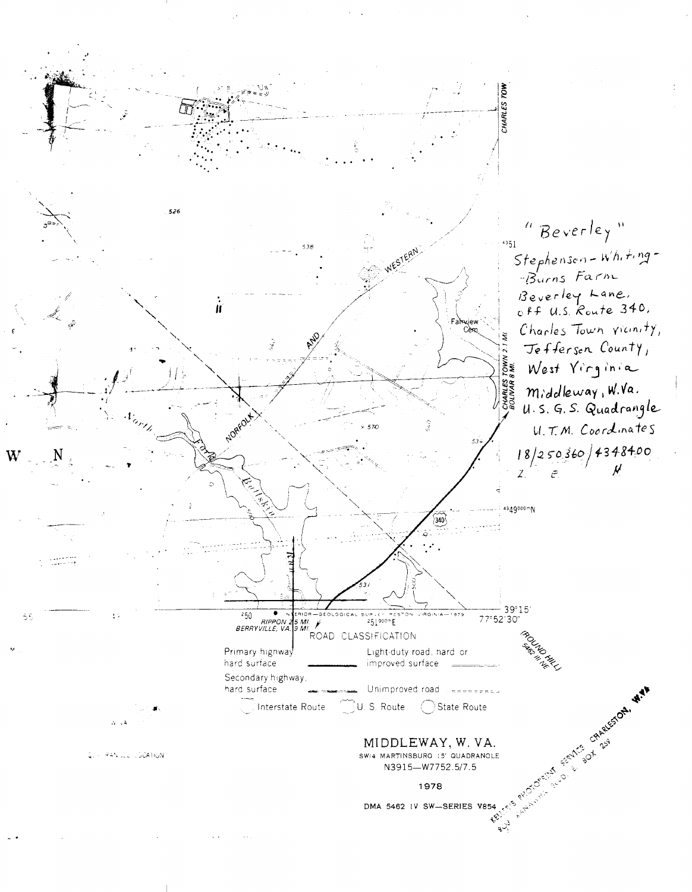"Beverley"

Stephenson-Whiting-Burns Farm
Beverley Lane,
off U.S. Route 340,
Charles Town vicinity,
Jefferson County,
West Virginia
Middleway, W.Va.
U.S.G.S. Quadrangle
U.T.M. Coordinates
18/250360/4348400
Z. E. N

CHARLES TOWN 2.1 MI.
BOLIVAR 8 MI.

NORFOLK AND WESTERN

Fairview Cem

North Fork Bullskin Run

RIPPON 2.5 MI.
BERRYVILLE, VA. 9 MI.

39°15'
77°52'30"

ROAD CLASSIFICATION

| | | | |
|---|---|---|---|
| Primary highway hard surface | | Light-duty road, hard or improved surface | |
| Secondary highway, hard surface | | Unimproved road | |
| Interstate Route | U. S. Route | State Route | |

(ROUND HILL)
5462 III NE

MIDDLEWAY, W. VA.

SW/4 MARTINSBURG 15' QUADRANGLE
N3915—W7752.5/7.5

1978

DMA 5462 IV SW—SERIES V854

KELLER'S PHOTOPRINT SERVICE CHARLESTON, W.VA.
BOX 259